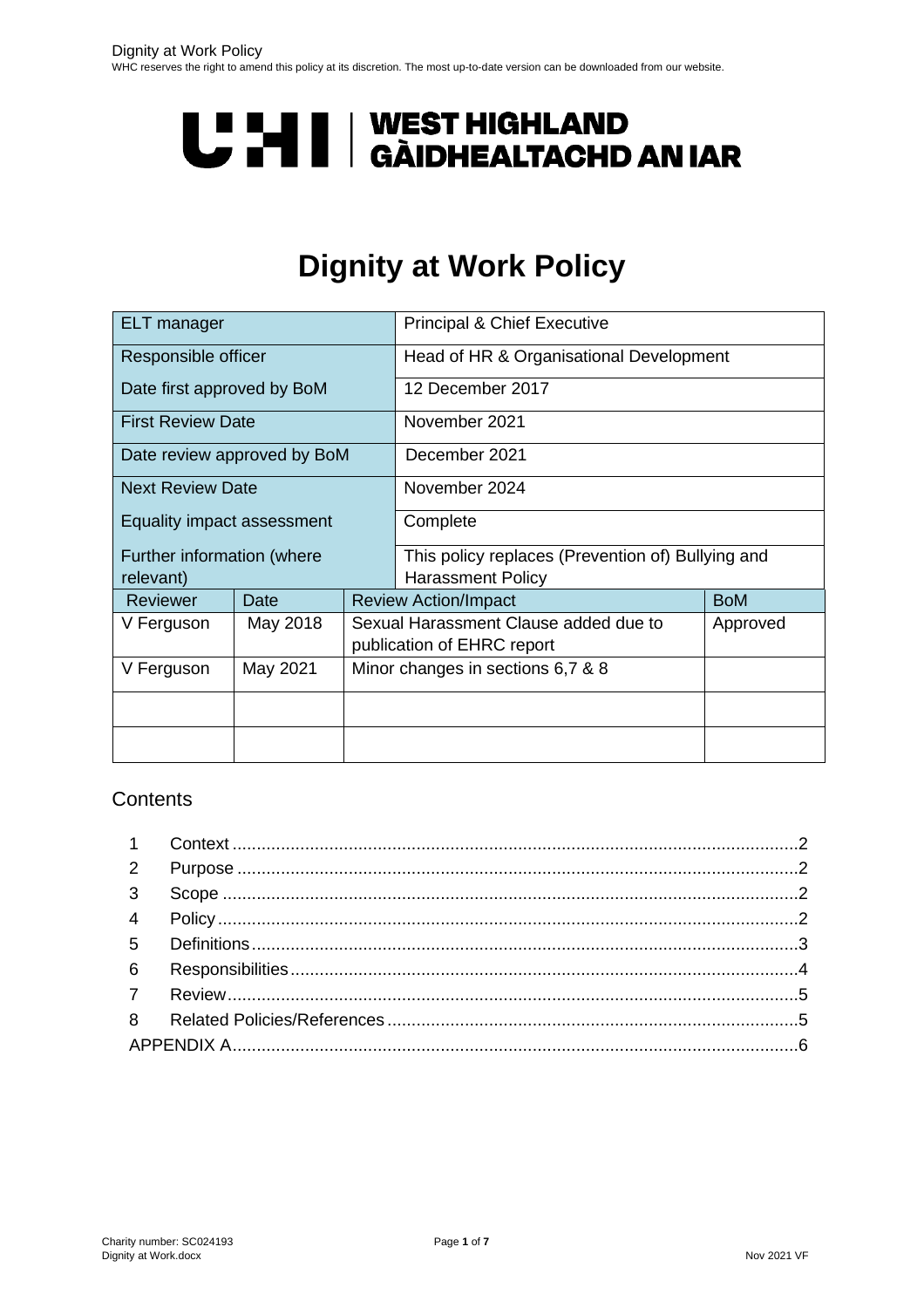UHI | WEST HIGHLAND GÀIDHEALTACHD AN IAR

# Dignity at Work Policy

| ELT manager | | | Principal & Chief Executive | |
|---|---|---|---|---|
| Responsible officer | | | Head of HR & Organisational Development | |
| Date first approved by BoM | | | 12 December 2017 | |
| First Review Date | | | November 2021 | |
| Date review approved by BoM | | | December 2021 | |
| Next Review Date | | | November 2024 | |
| Equality impact assessment | | | Complete | |
| Further information (where relevant) | | | This policy replaces (Prevention of) Bullying and Harassment Policy | |
| Reviewer | Date | Review Action/Impact | | BoM |
| V Ferguson | May 2018 | Sexual Harassment Clause added due to publication of EHRC report | | Approved |
| V Ferguson | May 2021 | Minor changes in sections 6,7 & 8 | | |
| | | | | |
| | | | | |

## Contents

1 Context .......... 2
2 Purpose .......... 2
3 Scope .......... 2
4 Policy .......... 2
5 Definitions .......... 3
6 Responsibilities .......... 4
7 Review .......... 5
8 Related Policies/References .......... 5
APPENDIX A .......... 6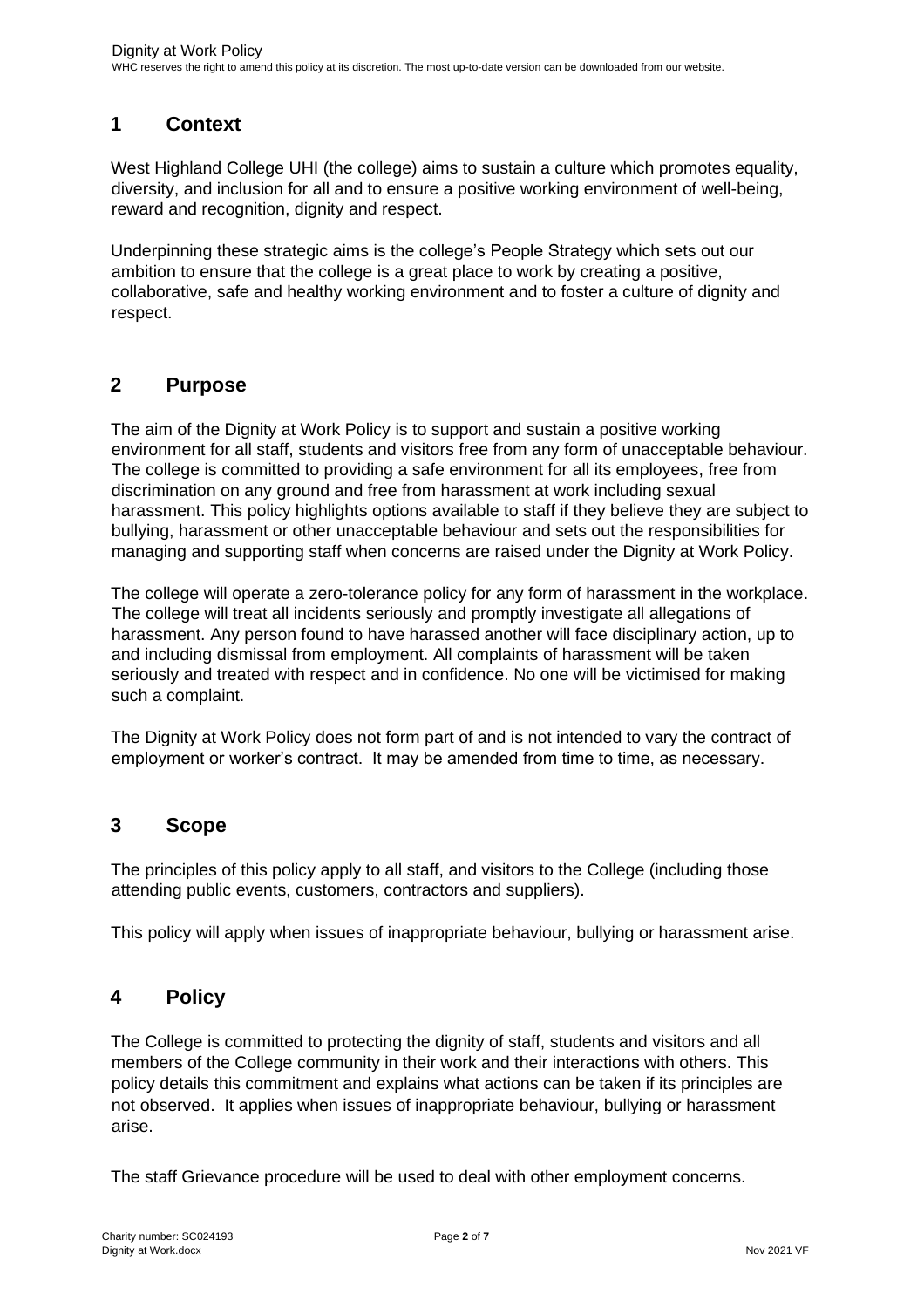## 1 Context

West Highland College UHI (the college) aims to sustain a culture which promotes equality, diversity, and inclusion for all and to ensure a positive working environment of well-being, reward and recognition, dignity and respect.

Underpinning these strategic aims is the college's People Strategy which sets out our ambition to ensure that the college is a great place to work by creating a positive, collaborative, safe and healthy working environment and to foster a culture of dignity and respect.

## 2 Purpose

The aim of the Dignity at Work Policy is to support and sustain a positive working environment for all staff, students and visitors free from any form of unacceptable behaviour. The college is committed to providing a safe environment for all its employees, free from discrimination on any ground and free from harassment at work including sexual harassment. This policy highlights options available to staff if they believe they are subject to bullying, harassment or other unacceptable behaviour and sets out the responsibilities for managing and supporting staff when concerns are raised under the Dignity at Work Policy.

The college will operate a zero-tolerance policy for any form of harassment in the workplace. The college will treat all incidents seriously and promptly investigate all allegations of harassment. Any person found to have harassed another will face disciplinary action, up to and including dismissal from employment. All complaints of harassment will be taken seriously and treated with respect and in confidence. No one will be victimised for making such a complaint.

The Dignity at Work Policy does not form part of and is not intended to vary the contract of employment or worker's contract. It may be amended from time to time, as necessary.

## 3 Scope

The principles of this policy apply to all staff, and visitors to the College (including those attending public events, customers, contractors and suppliers).

This policy will apply when issues of inappropriate behaviour, bullying or harassment arise.

## 4 Policy

The College is committed to protecting the dignity of staff, students and visitors and all members of the College community in their work and their interactions with others. This policy details this commitment and explains what actions can be taken if its principles are not observed. It applies when issues of inappropriate behaviour, bullying or harassment arise.

The staff Grievance procedure will be used to deal with other employment concerns.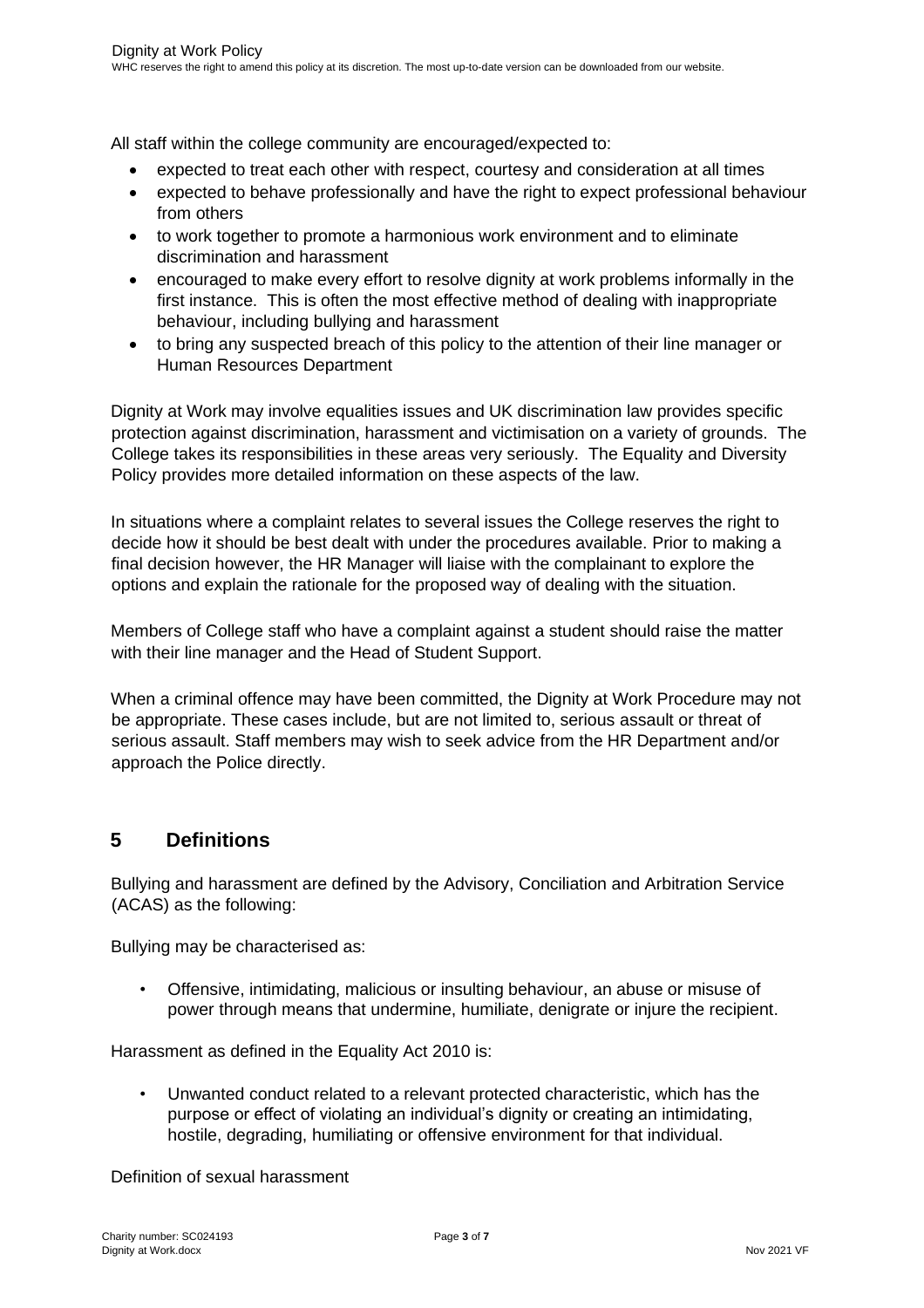All staff within the college community are encouraged/expected to:

- expected to treat each other with respect, courtesy and consideration at all times
- expected to behave professionally and have the right to expect professional behaviour from others
- to work together to promote a harmonious work environment and to eliminate discrimination and harassment
- encouraged to make every effort to resolve dignity at work problems informally in the first instance. This is often the most effective method of dealing with inappropriate behaviour, including bullying and harassment
- to bring any suspected breach of this policy to the attention of their line manager or Human Resources Department

Dignity at Work may involve equalities issues and UK discrimination law provides specific protection against discrimination, harassment and victimisation on a variety of grounds. The College takes its responsibilities in these areas very seriously. The Equality and Diversity Policy provides more detailed information on these aspects of the law.

In situations where a complaint relates to several issues the College reserves the right to decide how it should be best dealt with under the procedures available. Prior to making a final decision however, the HR Manager will liaise with the complainant to explore the options and explain the rationale for the proposed way of dealing with the situation.

Members of College staff who have a complaint against a student should raise the matter with their line manager and the Head of Student Support.

When a criminal offence may have been committed, the Dignity at Work Procedure may not be appropriate. These cases include, but are not limited to, serious assault or threat of serious assault. Staff members may wish to seek advice from the HR Department and/or approach the Police directly.

## 5 Definitions

Bullying and harassment are defined by the Advisory, Conciliation and Arbitration Service (ACAS) as the following:

Bullying may be characterised as:

- Offensive, intimidating, malicious or insulting behaviour, an abuse or misuse of power through means that undermine, humiliate, denigrate or injure the recipient.

Harassment as defined in the Equality Act 2010 is:

- Unwanted conduct related to a relevant protected characteristic, which has the purpose or effect of violating an individual's dignity or creating an intimidating, hostile, degrading, humiliating or offensive environment for that individual.

Definition of sexual harassment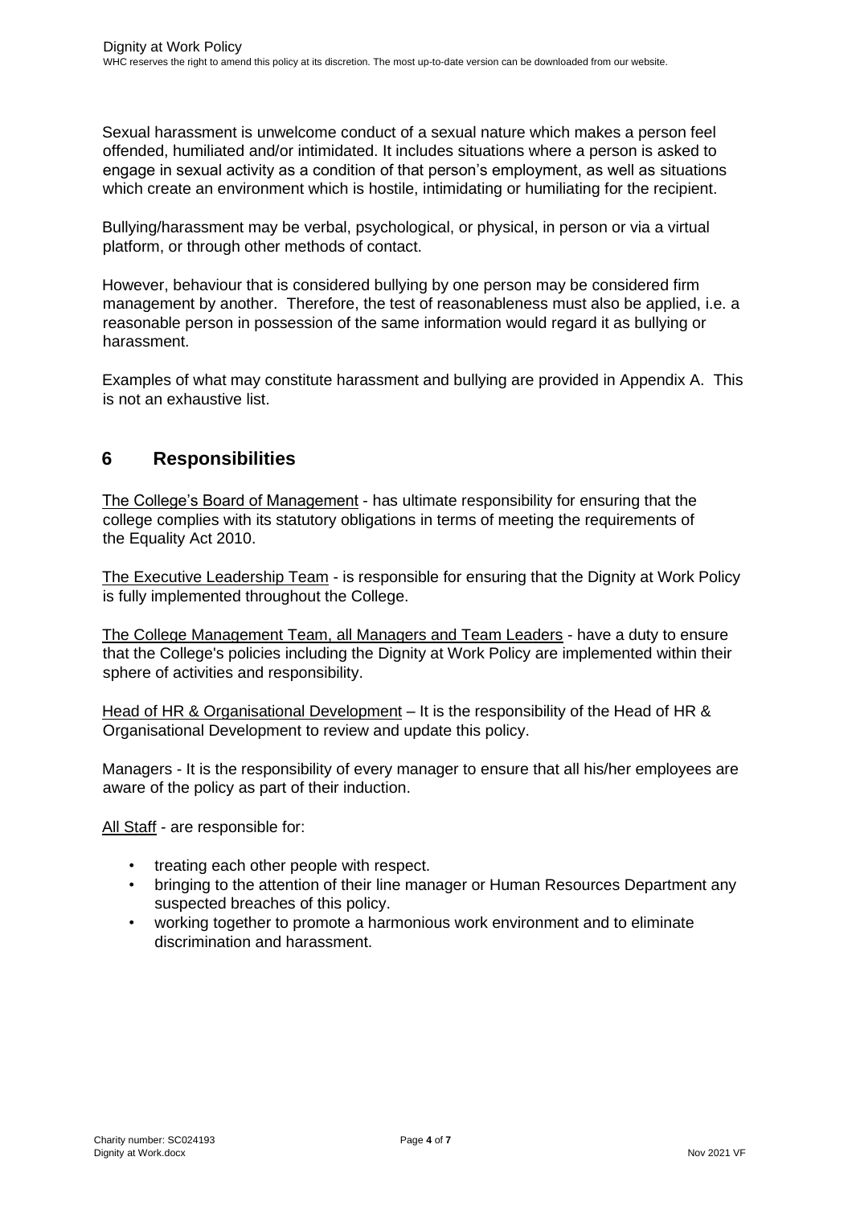Sexual harassment is unwelcome conduct of a sexual nature which makes a person feel offended, humiliated and/or intimidated. It includes situations where a person is asked to engage in sexual activity as a condition of that person's employment, as well as situations which create an environment which is hostile, intimidating or humiliating for the recipient.

Bullying/harassment may be verbal, psychological, or physical, in person or via a virtual platform, or through other methods of contact.

However, behaviour that is considered bullying by one person may be considered firm management by another. Therefore, the test of reasonableness must also be applied, i.e. a reasonable person in possession of the same information would regard it as bullying or harassment.

Examples of what may constitute harassment and bullying are provided in Appendix A. This is not an exhaustive list.

## 6 Responsibilities

The College's Board of Management - has ultimate responsibility for ensuring that the college complies with its statutory obligations in terms of meeting the requirements of the Equality Act 2010.

The Executive Leadership Team - is responsible for ensuring that the Dignity at Work Policy is fully implemented throughout the College.

The College Management Team, all Managers and Team Leaders - have a duty to ensure that the College's policies including the Dignity at Work Policy are implemented within their sphere of activities and responsibility.

Head of HR & Organisational Development – It is the responsibility of the Head of HR & Organisational Development to review and update this policy.

Managers - It is the responsibility of every manager to ensure that all his/her employees are aware of the policy as part of their induction.

All Staff - are responsible for:

- treating each other people with respect.
- bringing to the attention of their line manager or Human Resources Department any suspected breaches of this policy.
- working together to promote a harmonious work environment and to eliminate discrimination and harassment.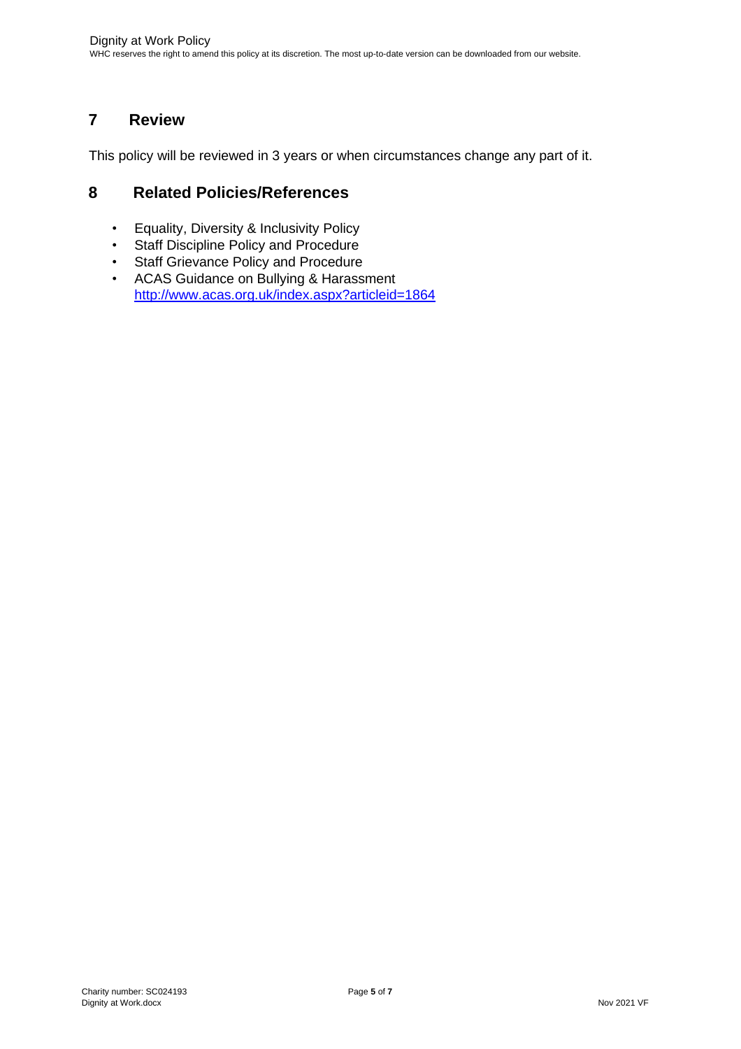## 7 Review

This policy will be reviewed in 3 years or when circumstances change any part of it.

## 8 Related Policies/References

- Equality, Diversity & Inclusivity Policy
- Staff Discipline Policy and Procedure
- Staff Grievance Policy and Procedure
- ACAS Guidance on Bullying & Harassment
  http://www.acas.org.uk/index.aspx?articleid=1864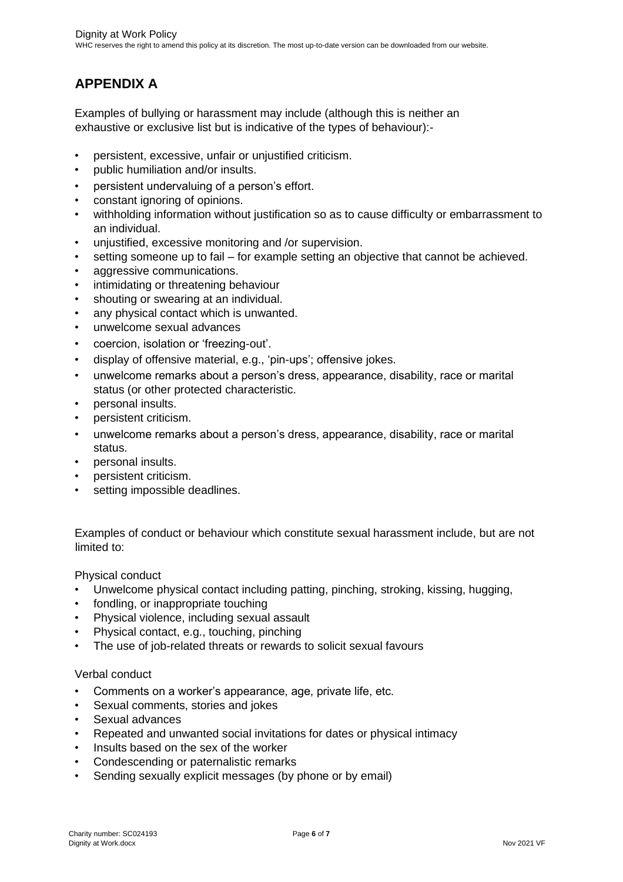# APPENDIX A

Examples of bullying or harassment may include (although this is neither an exhaustive or exclusive list but is indicative of the types of behaviour):-

- persistent, excessive, unfair or unjustified criticism.
- public humiliation and/or insults.
- persistent undervaluing of a person's effort.
- constant ignoring of opinions.
- withholding information without justification so as to cause difficulty or embarrassment to an individual.
- unjustified, excessive monitoring and /or supervision.
- setting someone up to fail – for example setting an objective that cannot be achieved.
- aggressive communications.
- intimidating or threatening behaviour
- shouting or swearing at an individual.
- any physical contact which is unwanted.
- unwelcome sexual advances
- coercion, isolation or 'freezing-out'.
- display of offensive material, e.g., 'pin-ups'; offensive jokes.
- unwelcome remarks about a person's dress, appearance, disability, race or marital status (or other protected characteristic.
- personal insults.
- persistent criticism.
- unwelcome remarks about a person's dress, appearance, disability, race or marital status.
- personal insults.
- persistent criticism.
- setting impossible deadlines.

Examples of conduct or behaviour which constitute sexual harassment include, but are not limited to:

Physical conduct

- Unwelcome physical contact including patting, pinching, stroking, kissing, hugging,
- fondling, or inappropriate touching
- Physical violence, including sexual assault
- Physical contact, e.g., touching, pinching
- The use of job-related threats or rewards to solicit sexual favours

Verbal conduct

- Comments on a worker's appearance, age, private life, etc.
- Sexual comments, stories and jokes
- Sexual advances
- Repeated and unwanted social invitations for dates or physical intimacy
- Insults based on the sex of the worker
- Condescending or paternalistic remarks
- Sending sexually explicit messages (by phone or by email)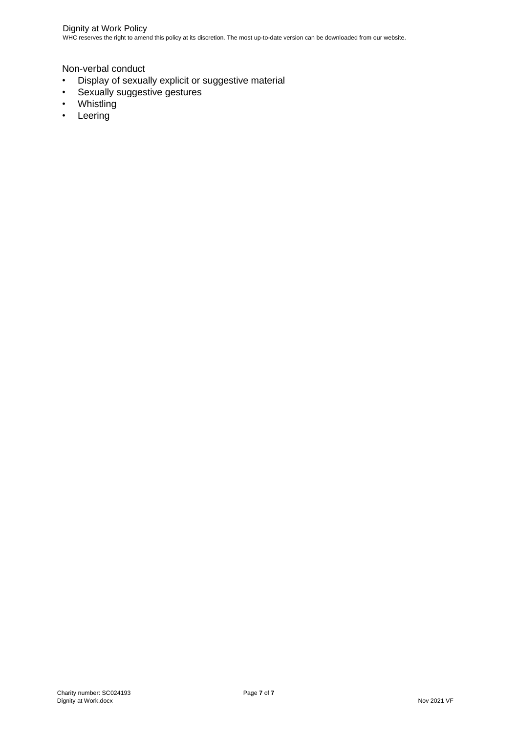Non-verbal conduct

- Display of sexually explicit or suggestive material
- Sexually suggestive gestures
- Whistling
- Leering